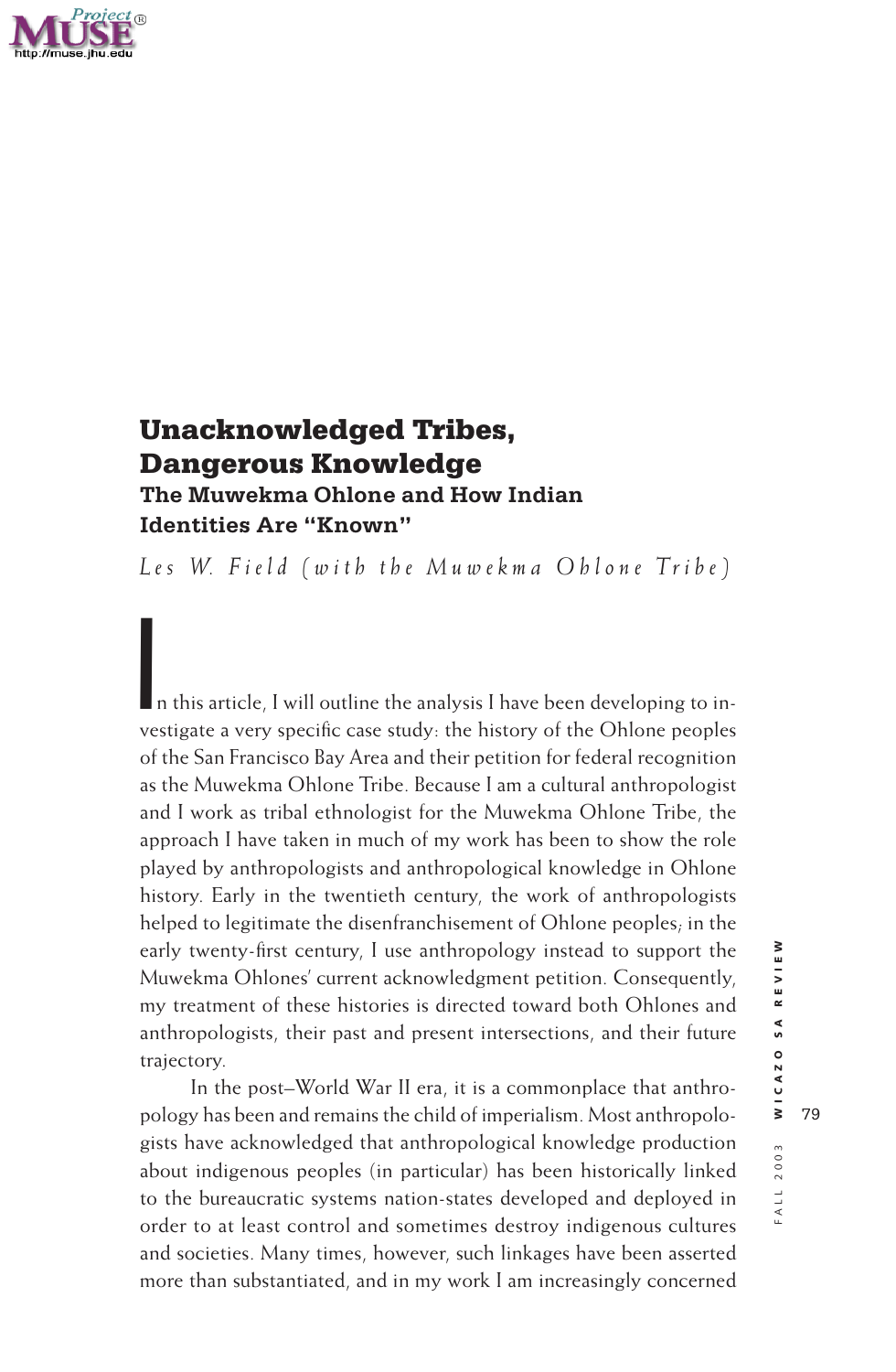# Unacknowledged Tribes, Dangerous Knowledge

## The Muwekma Ohlone and How Indian Identities Are "Known"

*Les W. Field (with the Muwekma Ohlone Tribe)*

In this article, I will outline the analysis I have been developing to investigate a very specific case study: the history of the Ohlone peoples of the San Francisco Bay Area and their petition for federal recognition as the Muwekma Ohlone Tribe. Because I am a cultural anthropologist and I work as tribal ethnologist for the Muwekma Ohlone Tribe, the approach I have taken in much of my work has been to show the role played by anthropologists and anthropological knowledge in Ohlone history. Early in the twentieth century, the work of anthropologists helped to legitimate the disenfranchisement of Ohlone peoples; in the early twenty-first century, I use anthropology instead to support the Muwekma Ohlones' current acknowledgment petition. Consequently, my treatment of these histories is directed toward both Ohlones and anthropologists, their past and present intersections, and their future trajectory.

In the post–World War II era, it is a commonplace that anthropology has been and remains the child of imperialism. Most anthropologists have acknowledged that anthropological knowledge production about indigenous peoples (in particular) has been historically linked to the bureaucratic systems nation-states developed and deployed in order to at least control and sometimes destroy indigenous cultures and societies. Many times, however, such linkages have been asserted more than substantiated, and in my work I am increasingly concerned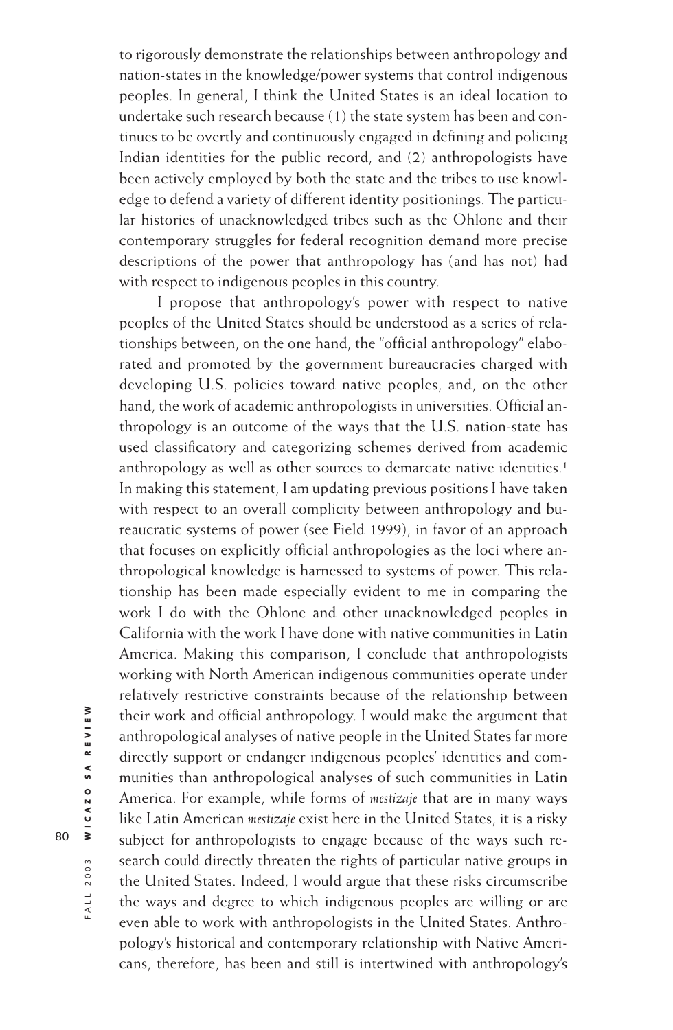to rigorously demonstrate the relationships between anthropology and nation-states in the knowledge/power systems that control indigenous peoples. In general, I think the United States is an ideal location to undertake such research because (1) the state system has been and continues to be overtly and continuously engaged in defining and policing Indian identities for the public record, and (2) anthropologists have been actively employed by both the state and the tribes to use knowledge to defend a variety of different identity positionings. The particular histories of unacknowledged tribes such as the Ohlone and their contemporary struggles for federal recognition demand more precise descriptions of the power that anthropology has (and has not) had with respect to indigenous peoples in this country.

I propose that anthropology's power with respect to native peoples of the United States should be understood as a series of relationships between, on the one hand, the "official anthropology" elaborated and promoted by the government bureaucracies charged with developing U.S. policies toward native peoples, and, on the other hand, the work of academic anthropologists in universities. Official anthropology is an outcome of the ways that the U.S. nation-state has used classificatory and categorizing schemes derived from academic anthropology as well as other sources to demarcate native identities.[1] In making this statement, I am updating previous positions I have taken with respect to an overall complicity between anthropology and bureaucratic systems of power (see Field 1999), in favor of an approach that focuses on explicitly official anthropologies as the loci where anthropological knowledge is harnessed to systems of power. This relationship has been made especially evident to me in comparing the work I do with the Ohlone and other unacknowledged peoples in California with the work I have done with native communities in Latin America. Making this comparison, I conclude that anthropologists working with North American indigenous communities operate under relatively restrictive constraints because of the relationship between their work and official anthropology. I would make the argument that anthropological analyses of native people in the United States far more directly support or endanger indigenous peoples' identities and communities than anthropological analyses of such communities in Latin America. For example, while forms of *mestizaje* that are in many ways like Latin American *mestizaje* exist here in the United States, it is a risky subject for anthropologists to engage because of the ways such research could directly threaten the rights of particular native groups in the United States. Indeed, I would argue that these risks circumscribe the ways and degree to which indigenous peoples are willing or are even able to work with anthropologists in the United States. Anthropology's historical and contemporary relationship with Native Americans, therefore, has been and still is intertwined with anthropology's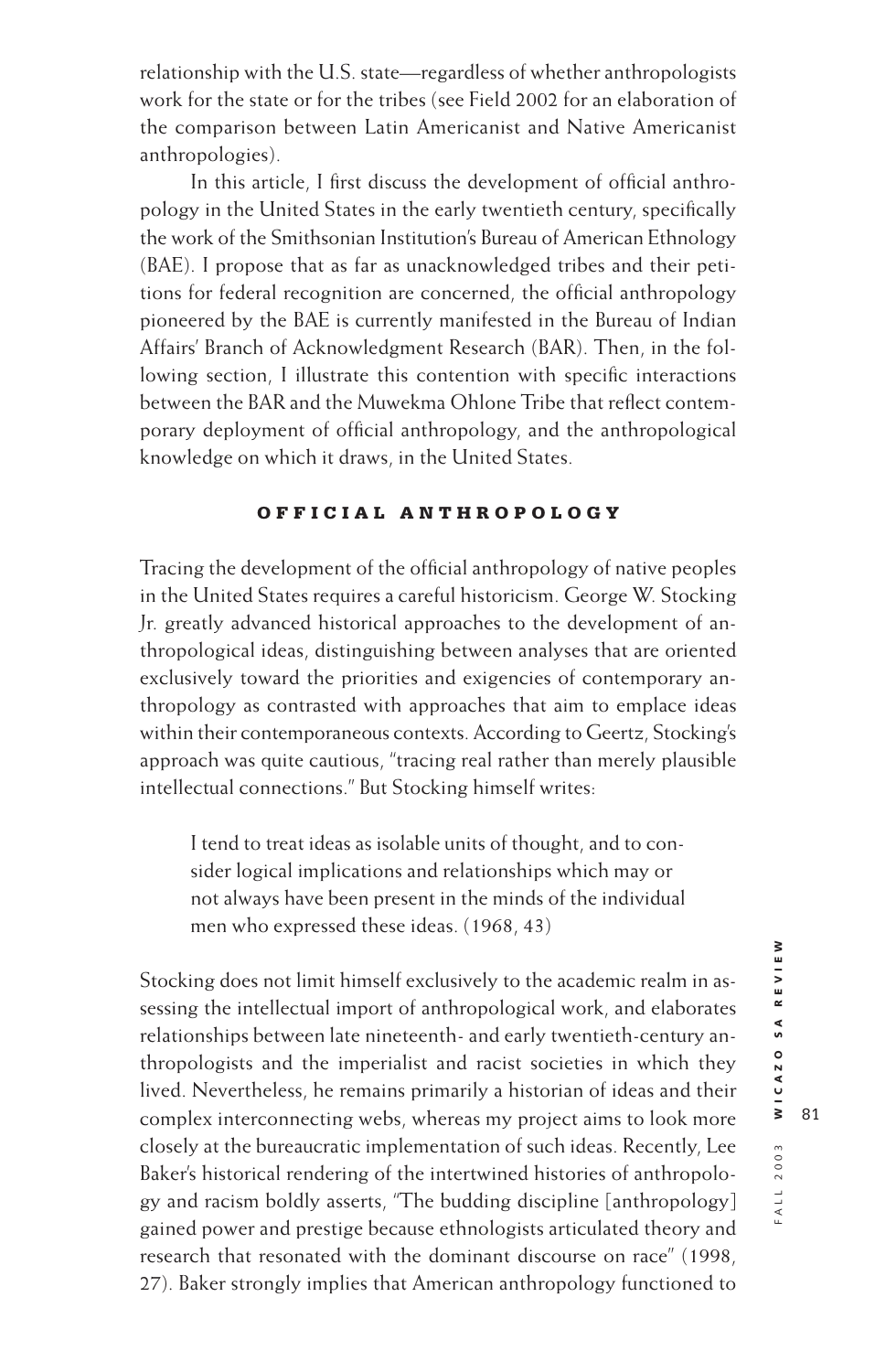relationship with the U.S. state—regardless of whether anthropologists work for the state or for the tribes (see Field 2002 for an elaboration of the comparison between Latin Americanist and Native Americanist anthropologies).

In this article, I first discuss the development of official anthropology in the United States in the early twentieth century, specifically the work of the Smithsonian Institution's Bureau of American Ethnology (BAE). I propose that as far as unacknowledged tribes and their petitions for federal recognition are concerned, the official anthropology pioneered by the BAE is currently manifested in the Bureau of Indian Affairs' Branch of Acknowledgment Research (BAR). Then, in the following section, I illustrate this contention with specific interactions between the BAR and the Muwekma Ohlone Tribe that reflect contemporary deployment of official anthropology, and the anthropological knowledge on which it draws, in the United States.

## OFFICIAL ANTHROPOLOGY

Tracing the development of the official anthropology of native peoples in the United States requires a careful historicism. George W. Stocking Jr. greatly advanced historical approaches to the development of anthropological ideas, distinguishing between analyses that are oriented exclusively toward the priorities and exigencies of contemporary anthropology as contrasted with approaches that aim to emplace ideas within their contemporaneous contexts. According to Geertz, Stocking's approach was quite cautious, "tracing real rather than merely plausible intellectual connections." But Stocking himself writes:

> I tend to treat ideas as isolable units of thought, and to consider logical implications and relationships which may or not always have been present in the minds of the individual men who expressed these ideas. (1968, 43)

Stocking does not limit himself exclusively to the academic realm in assessing the intellectual import of anthropological work, and elaborates relationships between late nineteenth- and early twentieth-century anthropologists and the imperialist and racist societies in which they lived. Nevertheless, he remains primarily a historian of ideas and their complex interconnecting webs, whereas my project aims to look more closely at the bureaucratic implementation of such ideas. Recently, Lee Baker's historical rendering of the intertwined histories of anthropology and racism boldly asserts, "The budding discipline [anthropology] gained power and prestige because ethnologists articulated theory and research that resonated with the dominant discourse on race" (1998, 27). Baker strongly implies that American anthropology functioned to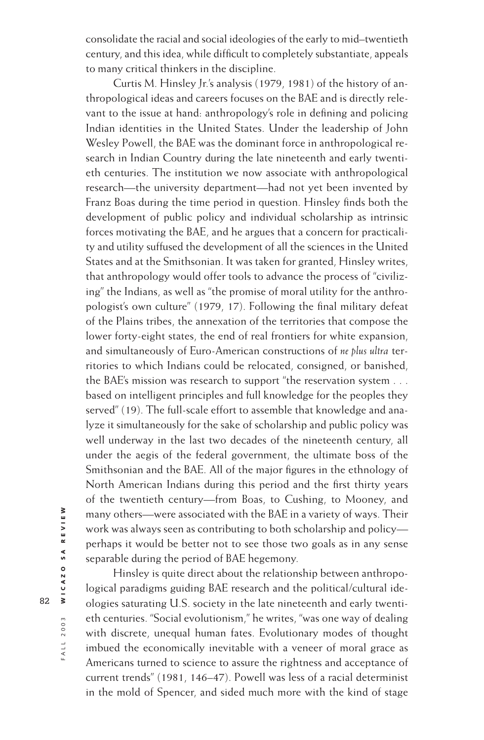consolidate the racial and social ideologies of the early to mid–twentieth century, and this idea, while difficult to completely substantiate, appeals to many critical thinkers in the discipline.

Curtis M. Hinsley Jr.'s analysis (1979, 1981) of the history of anthropological ideas and careers focuses on the BAE and is directly relevant to the issue at hand: anthropology's role in defining and policing Indian identities in the United States. Under the leadership of John Wesley Powell, the BAE was the dominant force in anthropological research in Indian Country during the late nineteenth and early twentieth centuries. The institution we now associate with anthropological research—the university department—had not yet been invented by Franz Boas during the time period in question. Hinsley finds both the development of public policy and individual scholarship as intrinsic forces motivating the BAE, and he argues that a concern for practicality and utility suffused the development of all the sciences in the United States and at the Smithsonian. It was taken for granted, Hinsley writes, that anthropology would offer tools to advance the process of "civilizing" the Indians, as well as "the promise of moral utility for the anthropologist's own culture" (1979, 17). Following the final military defeat of the Plains tribes, the annexation of the territories that compose the lower forty-eight states, the end of real frontiers for white expansion, and simultaneously of Euro-American constructions of *ne plus ultra* territories to which Indians could be relocated, consigned, or banished, the BAE's mission was research to support "the reservation system . . . based on intelligent principles and full knowledge for the peoples they served" (19). The full-scale effort to assemble that knowledge and analyze it simultaneously for the sake of scholarship and public policy was well underway in the last two decades of the nineteenth century, all under the aegis of the federal government, the ultimate boss of the Smithsonian and the BAE. All of the major figures in the ethnology of North American Indians during this period and the first thirty years of the twentieth century—from Boas, to Cushing, to Mooney, and many others—were associated with the BAE in a variety of ways. Their work was always seen as contributing to both scholarship and policy—perhaps it would be better not to see those two goals as in any sense separable during the period of BAE hegemony.

Hinsley is quite direct about the relationship between anthropological paradigms guiding BAE research and the political/cultural ideologies saturating U.S. society in the late nineteenth and early twentieth centuries. "Social evolutionism," he writes, "was one way of dealing with discrete, unequal human fates. Evolutionary modes of thought imbued the economically inevitable with a veneer of moral grace as Americans turned to science to assure the rightness and acceptance of current trends" (1981, 146–47). Powell was less of a racial determinist in the mold of Spencer, and sided much more with the kind of stage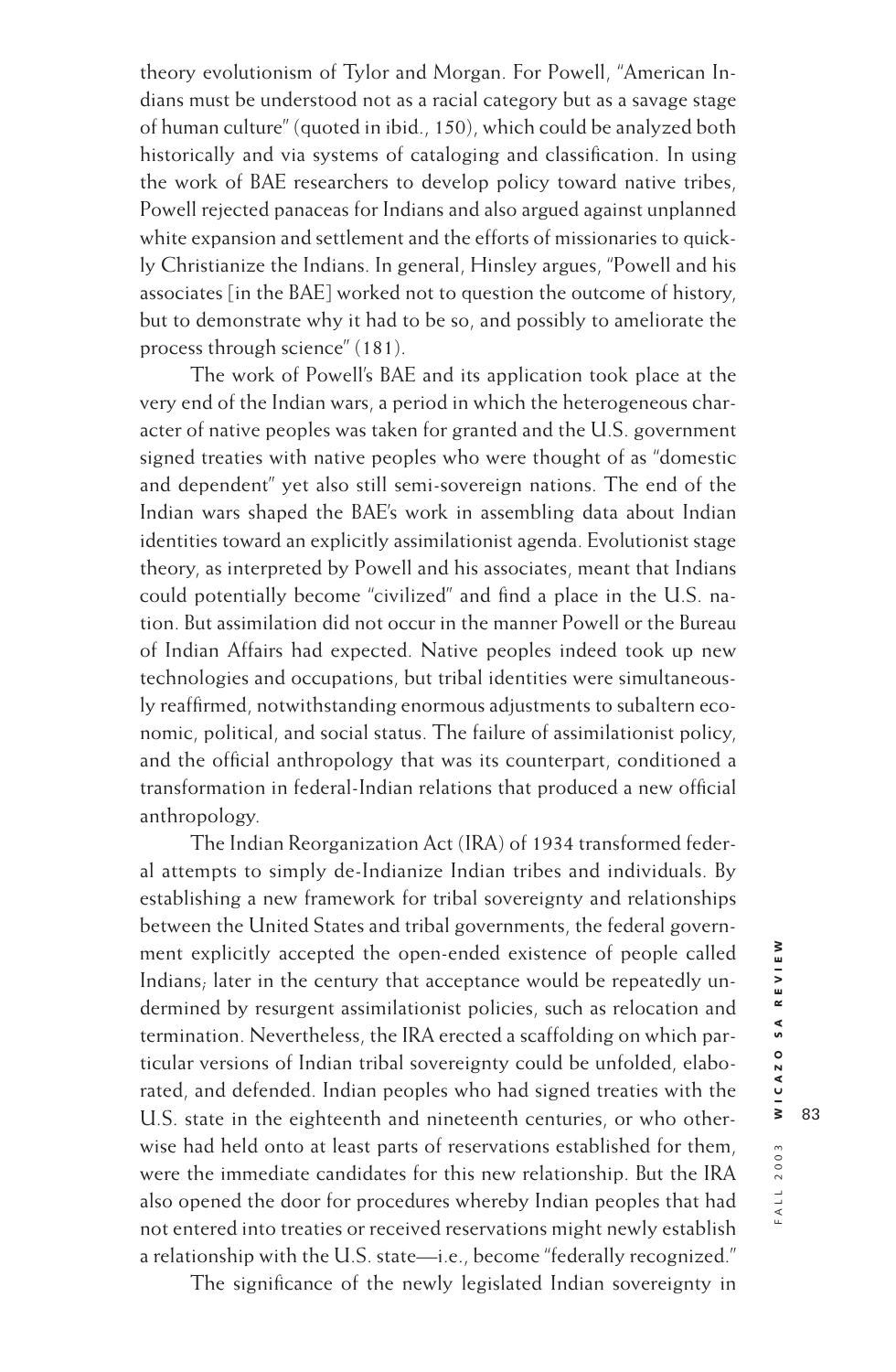theory evolutionism of Tylor and Morgan. For Powell, "American Indians must be understood not as a racial category but as a savage stage of human culture" (quoted in ibid., 150), which could be analyzed both historically and via systems of cataloging and classification. In using the work of BAE researchers to develop policy toward native tribes, Powell rejected panaceas for Indians and also argued against unplanned white expansion and settlement and the efforts of missionaries to quickly Christianize the Indians. In general, Hinsley argues, "Powell and his associates [in the BAE] worked not to question the outcome of history, but to demonstrate why it had to be so, and possibly to ameliorate the process through science" (181).

The work of Powell's BAE and its application took place at the very end of the Indian wars, a period in which the heterogeneous character of native peoples was taken for granted and the U.S. government signed treaties with native peoples who were thought of as "domestic and dependent" yet also still semi-sovereign nations. The end of the Indian wars shaped the BAE's work in assembling data about Indian identities toward an explicitly assimilationist agenda. Evolutionist stage theory, as interpreted by Powell and his associates, meant that Indians could potentially become "civilized" and find a place in the U.S. nation. But assimilation did not occur in the manner Powell or the Bureau of Indian Affairs had expected. Native peoples indeed took up new technologies and occupations, but tribal identities were simultaneously reaffirmed, notwithstanding enormous adjustments to subaltern economic, political, and social status. The failure of assimilationist policy, and the official anthropology that was its counterpart, conditioned a transformation in federal-Indian relations that produced a new official anthropology.

The Indian Reorganization Act (IRA) of 1934 transformed federal attempts to simply de-Indianize Indian tribes and individuals. By establishing a new framework for tribal sovereignty and relationships between the United States and tribal governments, the federal government explicitly accepted the open-ended existence of people called Indians; later in the century that acceptance would be repeatedly undermined by resurgent assimilationist policies, such as relocation and termination. Nevertheless, the IRA erected a scaffolding on which particular versions of Indian tribal sovereignty could be unfolded, elaborated, and defended. Indian peoples who had signed treaties with the U.S. state in the eighteenth and nineteenth centuries, or who otherwise had held onto at least parts of reservations established for them, were the immediate candidates for this new relationship. But the IRA also opened the door for procedures whereby Indian peoples that had not entered into treaties or received reservations might newly establish a relationship with the U.S. state—i.e., become "federally recognized."

The significance of the newly legislated Indian sovereignty in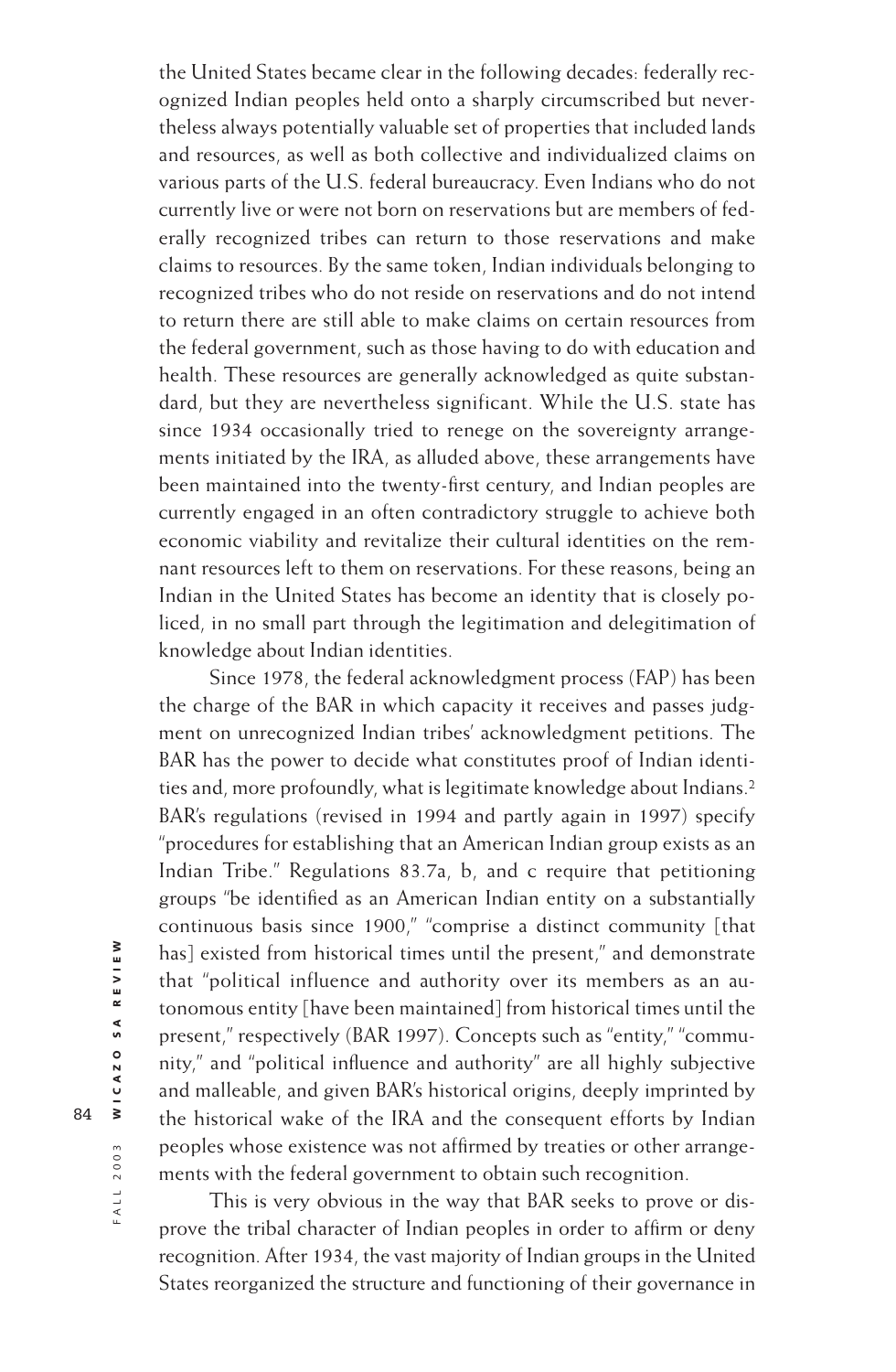the United States became clear in the following decades: federally recognized Indian peoples held onto a sharply circumscribed but nevertheless always potentially valuable set of properties that included lands and resources, as well as both collective and individualized claims on various parts of the U.S. federal bureaucracy. Even Indians who do not currently live or were not born on reservations but are members of federally recognized tribes can return to those reservations and make claims to resources. By the same token, Indian individuals belonging to recognized tribes who do not reside on reservations and do not intend to return there are still able to make claims on certain resources from the federal government, such as those having to do with education and health. These resources are generally acknowledged as quite substandard, but they are nevertheless significant. While the U.S. state has since 1934 occasionally tried to renege on the sovereignty arrangements initiated by the IRA, as alluded above, these arrangements have been maintained into the twenty-first century, and Indian peoples are currently engaged in an often contradictory struggle to achieve both economic viability and revitalize their cultural identities on the remnant resources left to them on reservations. For these reasons, being an Indian in the United States has become an identity that is closely policed, in no small part through the legitimation and delegitimation of knowledge about Indian identities.

Since 1978, the federal acknowledgment process (FAP) has been the charge of the BAR in which capacity it receives and passes judgment on unrecognized Indian tribes' acknowledgment petitions. The BAR has the power to decide what constitutes proof of Indian identities and, more profoundly, what is legitimate knowledge about Indians.[2] BAR's regulations (revised in 1994 and partly again in 1997) specify "procedures for establishing that an American Indian group exists as an Indian Tribe." Regulations 83.7a, b, and c require that petitioning groups "be identified as an American Indian entity on a substantially continuous basis since 1900," "comprise a distinct community [that has] existed from historical times until the present," and demonstrate that "political influence and authority over its members as an autonomous entity [have been maintained] from historical times until the present," respectively (BAR 1997). Concepts such as "entity," "community," and "political influence and authority" are all highly subjective and malleable, and given BAR's historical origins, deeply imprinted by the historical wake of the IRA and the consequent efforts by Indian peoples whose existence was not affirmed by treaties or other arrangements with the federal government to obtain such recognition.

This is very obvious in the way that BAR seeks to prove or disprove the tribal character of Indian peoples in order to affirm or deny recognition. After 1934, the vast majority of Indian groups in the United States reorganized the structure and functioning of their governance in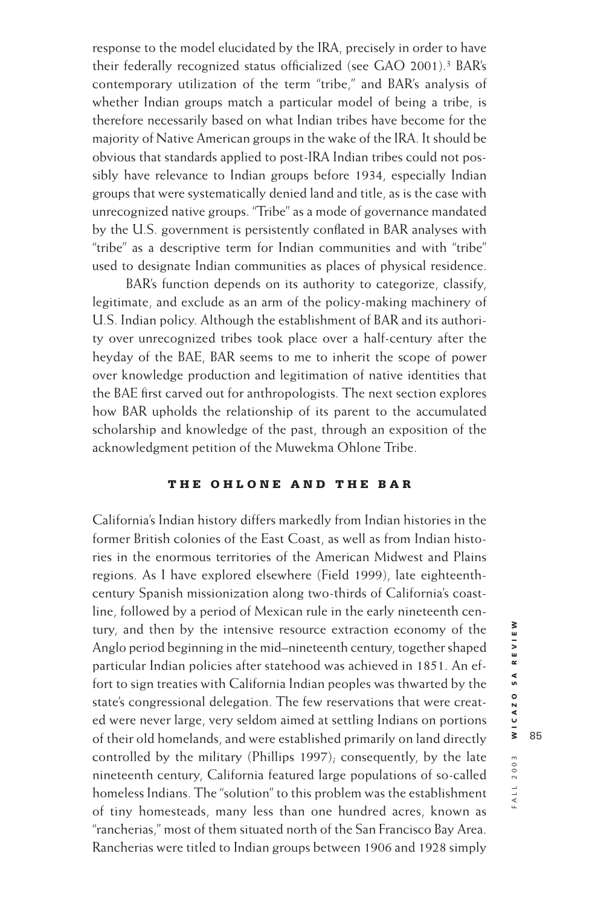response to the model elucidated by the IRA, precisely in order to have their federally recognized status officialized (see GAO 2001).[3] BAR's contemporary utilization of the term "tribe," and BAR's analysis of whether Indian groups match a particular model of being a tribe, is therefore necessarily based on what Indian tribes have become for the majority of Native American groups in the wake of the IRA. It should be obvious that standards applied to post-IRA Indian tribes could not possibly have relevance to Indian groups before 1934, especially Indian groups that were systematically denied land and title, as is the case with unrecognized native groups. "Tribe" as a mode of governance mandated by the U.S. government is persistently conflated in BAR analyses with "tribe" as a descriptive term for Indian communities and with "tribe" used to designate Indian communities as places of physical residence.

BAR's function depends on its authority to categorize, classify, legitimate, and exclude as an arm of the policy-making machinery of U.S. Indian policy. Although the establishment of BAR and its authority over unrecognized tribes took place over a half-century after the heyday of the BAE, BAR seems to me to inherit the scope of power over knowledge production and legitimation of native identities that the BAE first carved out for anthropologists. The next section explores how BAR upholds the relationship of its parent to the accumulated scholarship and knowledge of the past, through an exposition of the acknowledgment petition of the Muwekma Ohlone Tribe.

## THE OHLONE AND THE BAR

California's Indian history differs markedly from Indian histories in the former British colonies of the East Coast, as well as from Indian histories in the enormous territories of the American Midwest and Plains regions. As I have explored elsewhere (Field 1999), late eighteenth-century Spanish missionization along two-thirds of California's coastline, followed by a period of Mexican rule in the early nineteenth century, and then by the intensive resource extraction economy of the Anglo period beginning in the mid–nineteenth century, together shaped particular Indian policies after statehood was achieved in 1851. An effort to sign treaties with California Indian peoples was thwarted by the state's congressional delegation. The few reservations that were created were never large, very seldom aimed at settling Indians on portions of their old homelands, and were established primarily on land directly controlled by the military (Phillips 1997); consequently, by the late nineteenth century, California featured large populations of so-called homeless Indians. The "solution" to this problem was the establishment of tiny homesteads, many less than one hundred acres, known as "rancherias," most of them situated north of the San Francisco Bay Area. Rancherias were titled to Indian groups between 1906 and 1928 simply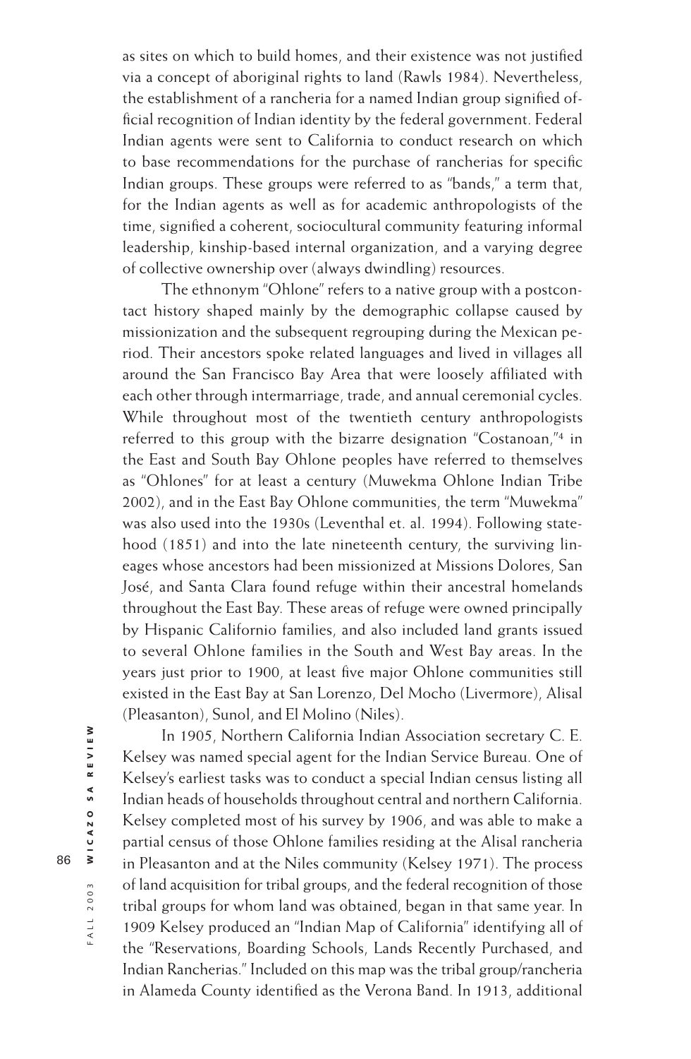as sites on which to build homes, and their existence was not justified via a concept of aboriginal rights to land (Rawls 1984). Nevertheless, the establishment of a rancheria for a named Indian group signified official recognition of Indian identity by the federal government. Federal Indian agents were sent to California to conduct research on which to base recommendations for the purchase of rancherias for specific Indian groups. These groups were referred to as "bands," a term that, for the Indian agents as well as for academic anthropologists of the time, signified a coherent, sociocultural community featuring informal leadership, kinship-based internal organization, and a varying degree of collective ownership over (always dwindling) resources.

The ethnonym "Ohlone" refers to a native group with a postcontact history shaped mainly by the demographic collapse caused by missionization and the subsequent regrouping during the Mexican period. Their ancestors spoke related languages and lived in villages all around the San Francisco Bay Area that were loosely affiliated with each other through intermarriage, trade, and annual ceremonial cycles. While throughout most of the twentieth century anthropologists referred to this group with the bizarre designation "Costanoan,"[4] in the East and South Bay Ohlone peoples have referred to themselves as "Ohlones" for at least a century (Muwekma Ohlone Indian Tribe 2002), and in the East Bay Ohlone communities, the term "Muwekma" was also used into the 1930s (Leventhal et. al. 1994). Following statehood (1851) and into the late nineteenth century, the surviving lineages whose ancestors had been missionized at Missions Dolores, San José, and Santa Clara found refuge within their ancestral homelands throughout the East Bay. These areas of refuge were owned principally by Hispanic Californio families, and also included land grants issued to several Ohlone families in the South and West Bay areas. In the years just prior to 1900, at least five major Ohlone communities still existed in the East Bay at San Lorenzo, Del Mocho (Livermore), Alisal (Pleasanton), Sunol, and El Molino (Niles).

In 1905, Northern California Indian Association secretary C. E. Kelsey was named special agent for the Indian Service Bureau. One of Kelsey's earliest tasks was to conduct a special Indian census listing all Indian heads of households throughout central and northern California. Kelsey completed most of his survey by 1906, and was able to make a partial census of those Ohlone families residing at the Alisal rancheria in Pleasanton and at the Niles community (Kelsey 1971). The process of land acquisition for tribal groups, and the federal recognition of those tribal groups for whom land was obtained, began in that same year. In 1909 Kelsey produced an "Indian Map of California" identifying all of the "Reservations, Boarding Schools, Lands Recently Purchased, and Indian Rancherias." Included on this map was the tribal group/rancheria in Alameda County identified as the Verona Band. In 1913, additional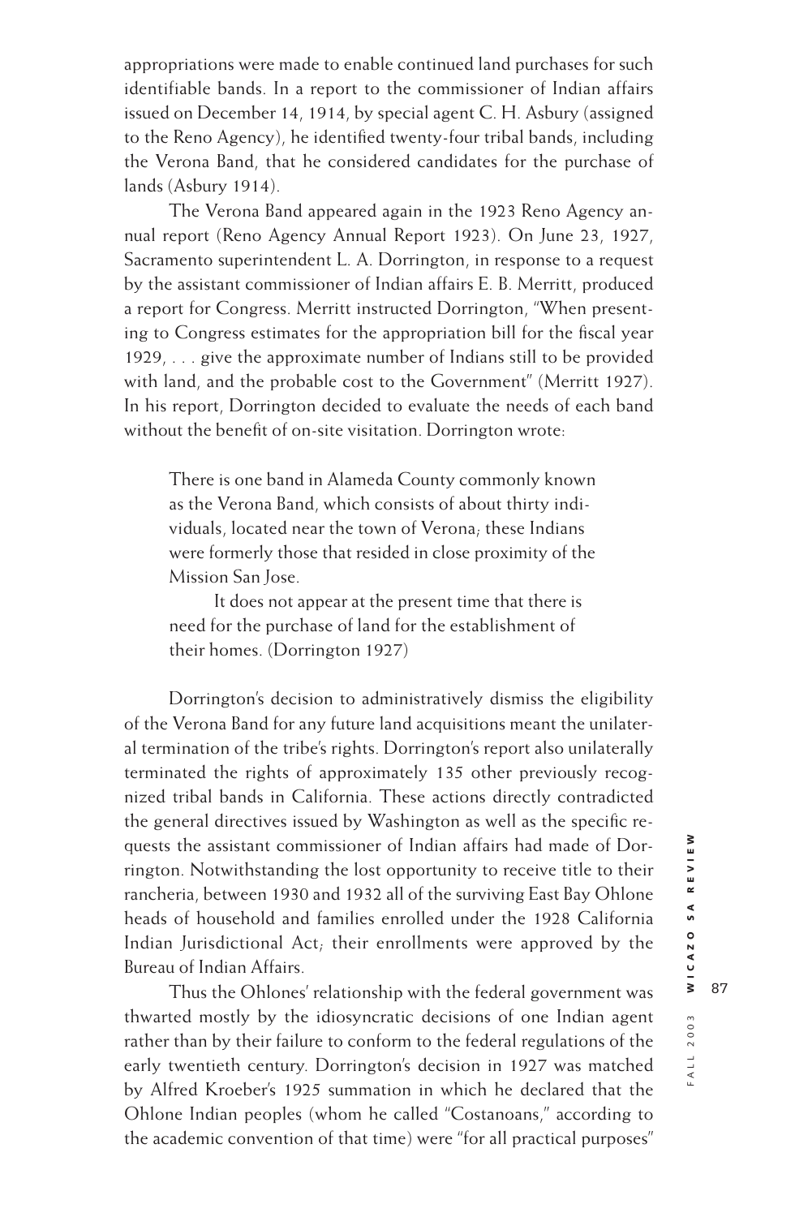appropriations were made to enable continued land purchases for such identifiable bands. In a report to the commissioner of Indian affairs issued on December 14, 1914, by special agent C. H. Asbury (assigned to the Reno Agency), he identified twenty-four tribal bands, including the Verona Band, that he considered candidates for the purchase of lands (Asbury 1914).

The Verona Band appeared again in the 1923 Reno Agency annual report (Reno Agency Annual Report 1923). On June 23, 1927, Sacramento superintendent L. A. Dorrington, in response to a request by the assistant commissioner of Indian affairs E. B. Merritt, produced a report for Congress. Merritt instructed Dorrington, "When presenting to Congress estimates for the appropriation bill for the fiscal year 1929, . . . give the approximate number of Indians still to be provided with land, and the probable cost to the Government" (Merritt 1927). In his report, Dorrington decided to evaluate the needs of each band without the benefit of on-site visitation. Dorrington wrote:

> There is one band in Alameda County commonly known as the Verona Band, which consists of about thirty individuals, located near the town of Verona; these Indians were formerly those that resided in close proximity of the Mission San Jose.
>
> It does not appear at the present time that there is need for the purchase of land for the establishment of their homes. (Dorrington 1927)

Dorrington's decision to administratively dismiss the eligibility of the Verona Band for any future land acquisitions meant the unilateral termination of the tribe's rights. Dorrington's report also unilaterally terminated the rights of approximately 135 other previously recognized tribal bands in California. These actions directly contradicted the general directives issued by Washington as well as the specific requests the assistant commissioner of Indian affairs had made of Dorrington. Notwithstanding the lost opportunity to receive title to their rancheria, between 1930 and 1932 all of the surviving East Bay Ohlone heads of household and families enrolled under the 1928 California Indian Jurisdictional Act; their enrollments were approved by the Bureau of Indian Affairs.

Thus the Ohlones' relationship with the federal government was thwarted mostly by the idiosyncratic decisions of one Indian agent rather than by their failure to conform to the federal regulations of the early twentieth century. Dorrington's decision in 1927 was matched by Alfred Kroeber's 1925 summation in which he declared that the Ohlone Indian peoples (whom he called "Costanoans," according to the academic convention of that time) were "for all practical purposes"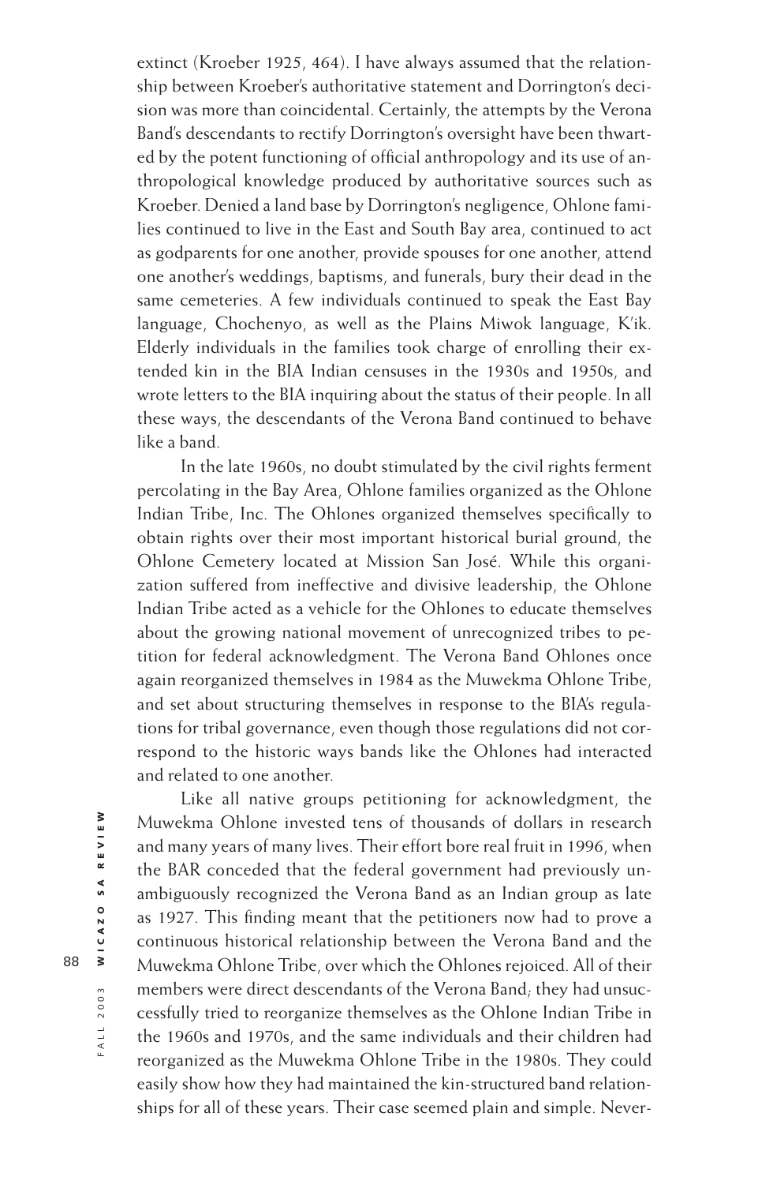extinct (Kroeber 1925, 464). I have always assumed that the relationship between Kroeber's authoritative statement and Dorrington's decision was more than coincidental. Certainly, the attempts by the Verona Band's descendants to rectify Dorrington's oversight have been thwarted by the potent functioning of official anthropology and its use of anthropological knowledge produced by authoritative sources such as Kroeber. Denied a land base by Dorrington's negligence, Ohlone families continued to live in the East and South Bay area, continued to act as godparents for one another, provide spouses for one another, attend one another's weddings, baptisms, and funerals, bury their dead in the same cemeteries. A few individuals continued to speak the East Bay language, Chochenyo, as well as the Plains Miwok language, K'ik. Elderly individuals in the families took charge of enrolling their extended kin in the BIA Indian censuses in the 1930s and 1950s, and wrote letters to the BIA inquiring about the status of their people. In all these ways, the descendants of the Verona Band continued to behave like a band.

In the late 1960s, no doubt stimulated by the civil rights ferment percolating in the Bay Area, Ohlone families organized as the Ohlone Indian Tribe, Inc. The Ohlones organized themselves specifically to obtain rights over their most important historical burial ground, the Ohlone Cemetery located at Mission San José. While this organization suffered from ineffective and divisive leadership, the Ohlone Indian Tribe acted as a vehicle for the Ohlones to educate themselves about the growing national movement of unrecognized tribes to petition for federal acknowledgment. The Verona Band Ohlones once again reorganized themselves in 1984 as the Muwekma Ohlone Tribe, and set about structuring themselves in response to the BIA's regulations for tribal governance, even though those regulations did not correspond to the historic ways bands like the Ohlones had interacted and related to one another.

Like all native groups petitioning for acknowledgment, the Muwekma Ohlone invested tens of thousands of dollars in research and many years of many lives. Their effort bore real fruit in 1996, when the BAR conceded that the federal government had previously unambiguously recognized the Verona Band as an Indian group as late as 1927. This finding meant that the petitioners now had to prove a continuous historical relationship between the Verona Band and the Muwekma Ohlone Tribe, over which the Ohlones rejoiced. All of their members were direct descendants of the Verona Band; they had unsuccessfully tried to reorganize themselves as the Ohlone Indian Tribe in the 1960s and 1970s, and the same individuals and their children had reorganized as the Muwekma Ohlone Tribe in the 1980s. They could easily show how they had maintained the kin-structured band relationships for all of these years. Their case seemed plain and simple. Never-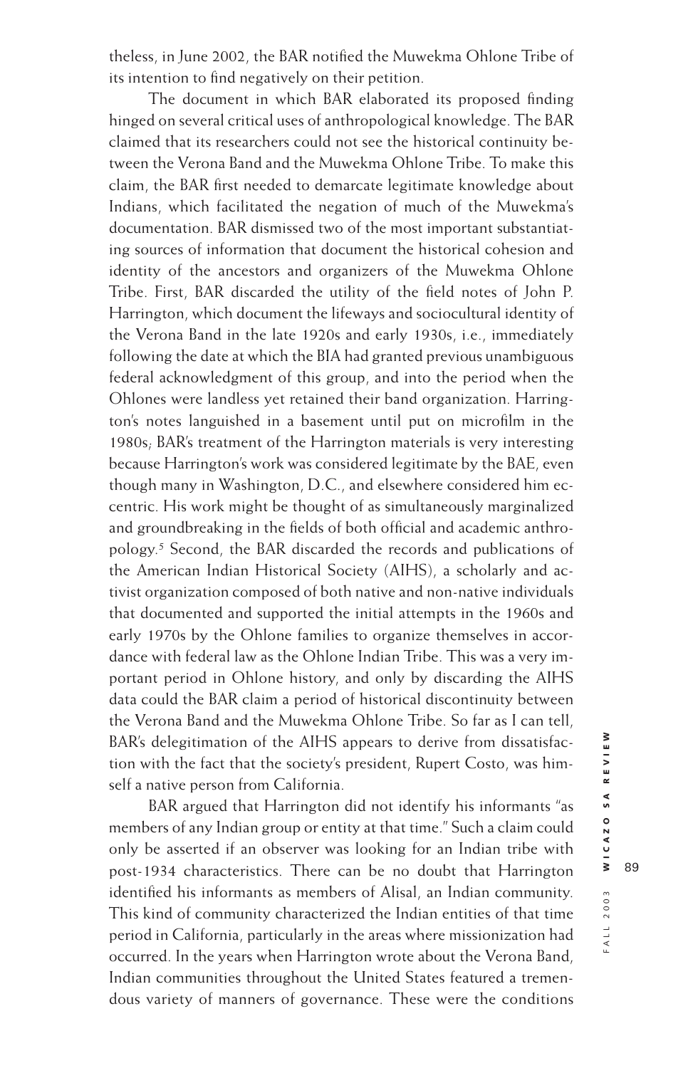theless, in June 2002, the BAR notified the Muwekma Ohlone Tribe of its intention to find negatively on their petition.

The document in which BAR elaborated its proposed finding hinged on several critical uses of anthropological knowledge. The BAR claimed that its researchers could not see the historical continuity between the Verona Band and the Muwekma Ohlone Tribe. To make this claim, the BAR first needed to demarcate legitimate knowledge about Indians, which facilitated the negation of much of the Muwekma's documentation. BAR dismissed two of the most important substantiating sources of information that document the historical cohesion and identity of the ancestors and organizers of the Muwekma Ohlone Tribe. First, BAR discarded the utility of the field notes of John P. Harrington, which document the lifeways and sociocultural identity of the Verona Band in the late 1920s and early 1930s, i.e., immediately following the date at which the BIA had granted previous unambiguous federal acknowledgment of this group, and into the period when the Ohlones were landless yet retained their band organization. Harrington's notes languished in a basement until put on microfilm in the 1980s; BAR's treatment of the Harrington materials is very interesting because Harrington's work was considered legitimate by the BAE, even though many in Washington, D.C., and elsewhere considered him eccentric. His work might be thought of as simultaneously marginalized and groundbreaking in the fields of both official and academic anthropology.[5] Second, the BAR discarded the records and publications of the American Indian Historical Society (AIHS), a scholarly and activist organization composed of both native and non-native individuals that documented and supported the initial attempts in the 1960s and early 1970s by the Ohlone families to organize themselves in accordance with federal law as the Ohlone Indian Tribe. This was a very important period in Ohlone history, and only by discarding the AIHS data could the BAR claim a period of historical discontinuity between the Verona Band and the Muwekma Ohlone Tribe. So far as I can tell, BAR's delegitimation of the AIHS appears to derive from dissatisfaction with the fact that the society's president, Rupert Costo, was himself a native person from California.

BAR argued that Harrington did not identify his informants "as members of any Indian group or entity at that time." Such a claim could only be asserted if an observer was looking for an Indian tribe with post-1934 characteristics. There can be no doubt that Harrington identified his informants as members of Alisal, an Indian community. This kind of community characterized the Indian entities of that time period in California, particularly in the areas where missionization had occurred. In the years when Harrington wrote about the Verona Band, Indian communities throughout the United States featured a tremendous variety of manners of governance. These were the conditions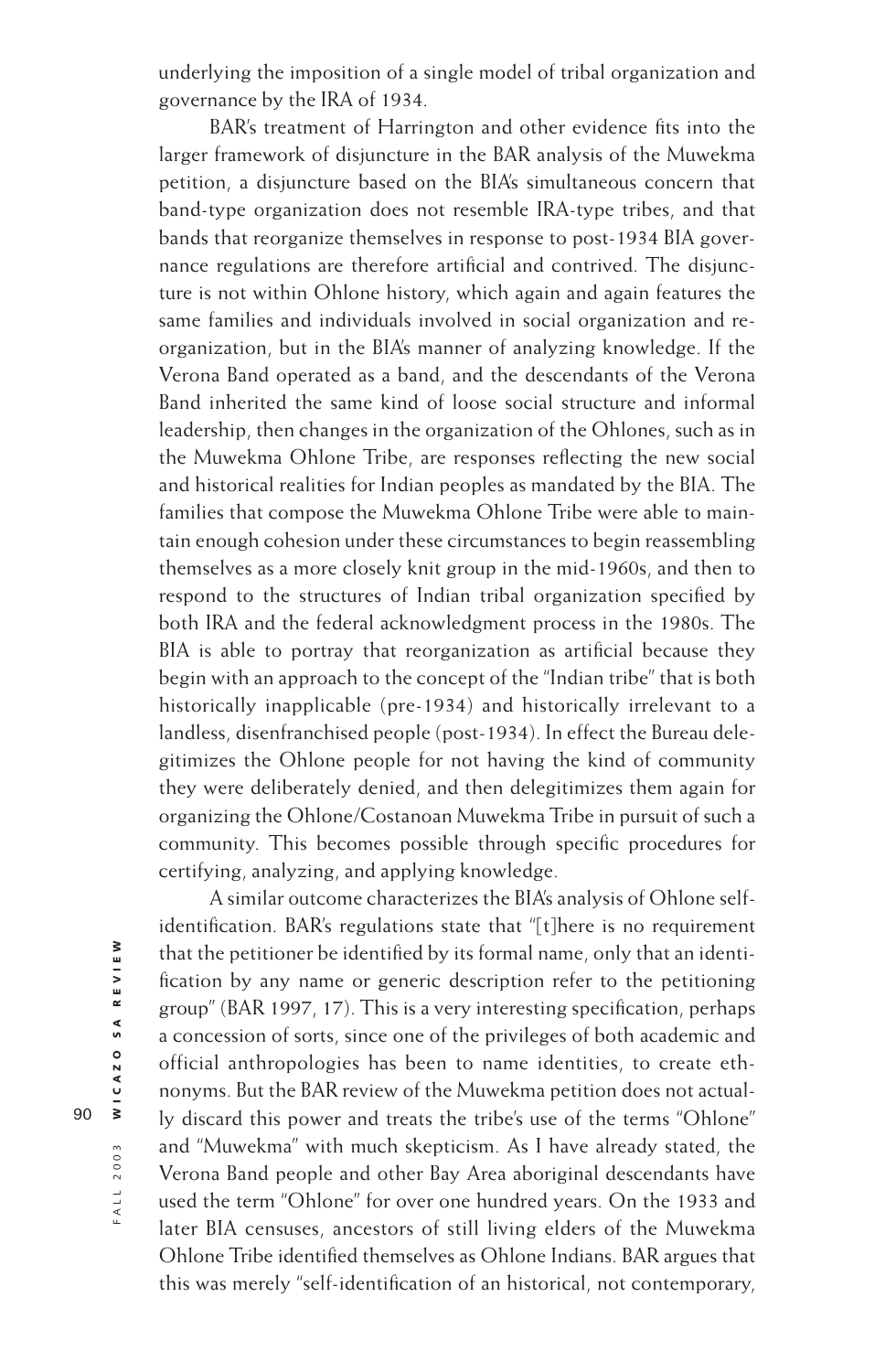underlying the imposition of a single model of tribal organization and governance by the IRA of 1934.

BAR's treatment of Harrington and other evidence fits into the larger framework of disjuncture in the BAR analysis of the Muwekma petition, a disjuncture based on the BIA's simultaneous concern that band-type organization does not resemble IRA-type tribes, and that bands that reorganize themselves in response to post-1934 BIA governance regulations are therefore artificial and contrived. The disjuncture is not within Ohlone history, which again and again features the same families and individuals involved in social organization and reorganization, but in the BIA's manner of analyzing knowledge. If the Verona Band operated as a band, and the descendants of the Verona Band inherited the same kind of loose social structure and informal leadership, then changes in the organization of the Ohlones, such as in the Muwekma Ohlone Tribe, are responses reflecting the new social and historical realities for Indian peoples as mandated by the BIA. The families that compose the Muwekma Ohlone Tribe were able to maintain enough cohesion under these circumstances to begin reassembling themselves as a more closely knit group in the mid-1960s, and then to respond to the structures of Indian tribal organization specified by both IRA and the federal acknowledgment process in the 1980s. The BIA is able to portray that reorganization as artificial because they begin with an approach to the concept of the "Indian tribe" that is both historically inapplicable (pre-1934) and historically irrelevant to a landless, disenfranchised people (post-1934). In effect the Bureau delegitimizes the Ohlone people for not having the kind of community they were deliberately denied, and then delegitimizes them again for organizing the Ohlone/Costanoan Muwekma Tribe in pursuit of such a community. This becomes possible through specific procedures for certifying, analyzing, and applying knowledge.

A similar outcome characterizes the BIA's analysis of Ohlone self-identification. BAR's regulations state that "[t]here is no requirement that the petitioner be identified by its formal name, only that an identification by any name or generic description refer to the petitioning group" (BAR 1997, 17). This is a very interesting specification, perhaps a concession of sorts, since one of the privileges of both academic and official anthropologies has been to name identities, to create ethnonyms. But the BAR review of the Muwekma petition does not actually discard this power and treats the tribe's use of the terms "Ohlone" and "Muwekma" with much skepticism. As I have already stated, the Verona Band people and other Bay Area aboriginal descendants have used the term "Ohlone" for over one hundred years. On the 1933 and later BIA censuses, ancestors of still living elders of the Muwekma Ohlone Tribe identified themselves as Ohlone Indians. BAR argues that this was merely "self-identification of an historical, not contemporary,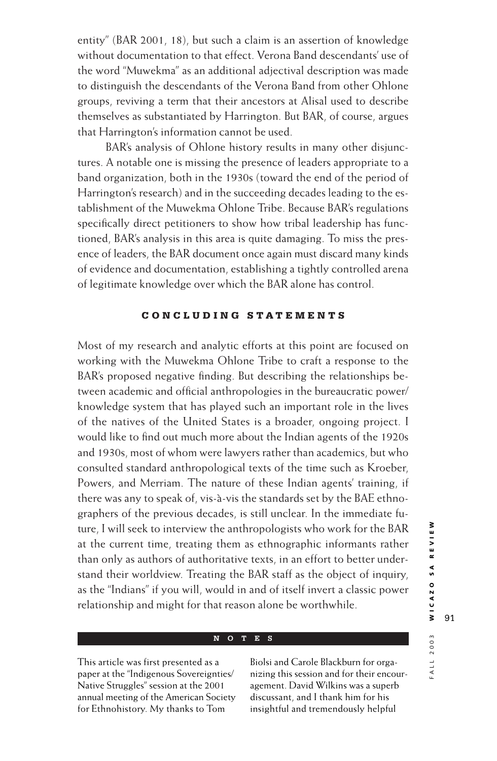entity" (BAR 2001, 18), but such a claim is an assertion of knowledge without documentation to that effect. Verona Band descendants' use of the word "Muwekma" as an additional adjectival description was made to distinguish the descendants of the Verona Band from other Ohlone groups, reviving a term that their ancestors at Alisal used to describe themselves as substantiated by Harrington. But BAR, of course, argues that Harrington's information cannot be used.

BAR's analysis of Ohlone history results in many other disjunctures. A notable one is missing the presence of leaders appropriate to a band organization, both in the 1930s (toward the end of the period of Harrington's research) and in the succeeding decades leading to the establishment of the Muwekma Ohlone Tribe. Because BAR's regulations specifically direct petitioners to show how tribal leadership has functioned, BAR's analysis in this area is quite damaging. To miss the presence of leaders, the BAR document once again must discard many kinds of evidence and documentation, establishing a tightly controlled arena of legitimate knowledge over which the BAR alone has control.

## CONCLUDING STATEMENTS

Most of my research and analytic efforts at this point are focused on working with the Muwekma Ohlone Tribe to craft a response to the BAR's proposed negative finding. But describing the relationships between academic and official anthropologies in the bureaucratic power/knowledge system that has played such an important role in the lives of the natives of the United States is a broader, ongoing project. I would like to find out much more about the Indian agents of the 1920s and 1930s, most of whom were lawyers rather than academics, but who consulted standard anthropological texts of the time such as Kroeber, Powers, and Merriam. The nature of these Indian agents' training, if there was any to speak of, vis-à-vis the standards set by the BAE ethnographers of the previous decades, is still unclear. In the immediate future, I will seek to interview the anthropologists who work for the BAR at the current time, treating them as ethnographic informants rather than only as authors of authoritative texts, in an effort to better understand their worldview. Treating the BAR staff as the object of inquiry, as the "Indians" if you will, would in and of itself invert a classic power relationship and might for that reason alone be worthwhile.

## NOTES

This article was first presented as a paper at the "Indigenous Sovereignties/Native Struggles" session at the 2001 annual meeting of the American Society for Ethnohistory. My thanks to Tom Biolsi and Carole Blackburn for organizing this session and for their encouragement. David Wilkins was a superb discussant, and I thank him for his insightful and tremendously helpful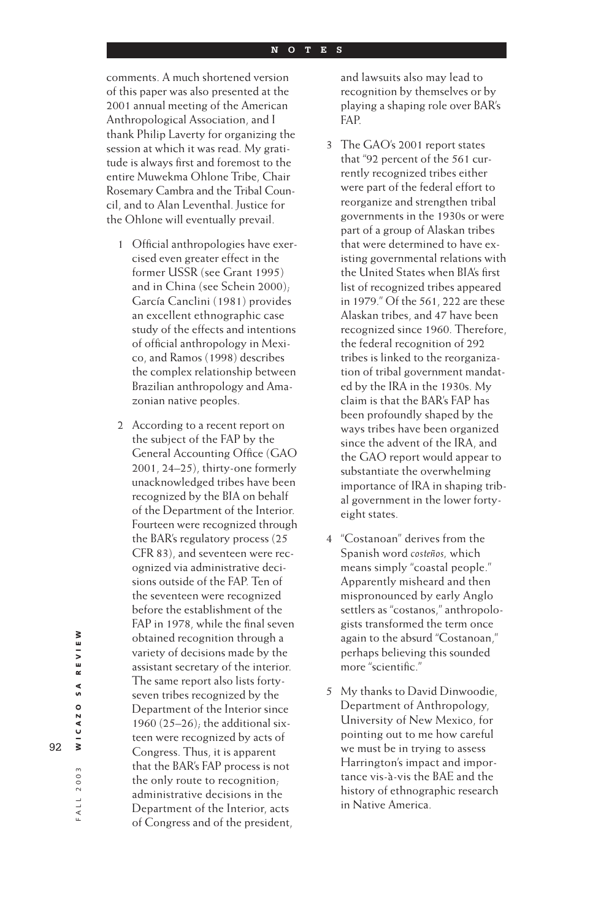comments. A much shortened version of this paper was also presented at the 2001 annual meeting of the American Anthropological Association, and I thank Philip Laverty for organizing the session at which it was read. My gratitude is always first and foremost to the entire Muwekma Ohlone Tribe, Chair Rosemary Cambra and the Tribal Council, and to Alan Leventhal. Justice for the Ohlone will eventually prevail.

1. Official anthropologies have exercised even greater effect in the former USSR (see Grant 1995) and in China (see Schein 2000); García Canclini (1981) provides an excellent ethnographic case study of the effects and intentions of official anthropology in Mexico, and Ramos (1998) describes the complex relationship between Brazilian anthropology and Amazonian native peoples.

2. According to a recent report on the subject of the FAP by the General Accounting Office (GAO 2001, 24–25), thirty-one formerly unacknowledged tribes have been recognized by the BIA on behalf of the Department of the Interior. Fourteen were recognized through the BAR's regulatory process (25 CFR 83), and seventeen were recognized via administrative decisions outside of the FAP. Ten of the seventeen were recognized before the establishment of the FAP in 1978, while the final seven obtained recognition through a variety of decisions made by the assistant secretary of the interior. The same report also lists forty-seven tribes recognized by the Department of the Interior since 1960 (25–26); the additional sixteen were recognized by acts of Congress. Thus, it is apparent that the BAR's FAP process is not the only route to recognition; administrative decisions in the Department of the Interior, acts of Congress and of the president, and lawsuits also may lead to recognition by themselves or by playing a shaping role over BAR's FAP.

3. The GAO's 2001 report states that "92 percent of the 561 currently recognized tribes either were part of the federal effort to reorganize and strengthen tribal governments in the 1930s or were part of a group of Alaskan tribes that were determined to have existing governmental relations with the United States when BIA's first list of recognized tribes appeared in 1979." Of the 561, 222 are these Alaskan tribes, and 47 have been recognized since 1960. Therefore, the federal recognition of 292 tribes is linked to the reorganization of tribal government mandated by the IRA in the 1930s. My claim is that the BAR's FAP has been profoundly shaped by the ways tribes have been organized since the advent of the IRA, and the GAO report would appear to substantiate the overwhelming importance of IRA in shaping tribal government in the lower forty-eight states.

4. "Costanoan" derives from the Spanish word *costeños*, which means simply "coastal people." Apparently misheard and then mispronounced by early Anglo settlers as "costanos," anthropologists transformed the term once again to the absurd "Costanoan," perhaps believing this sounded more "scientific."

5. My thanks to David Dinwoodie, Department of Anthropology, University of New Mexico, for pointing out to me how careful we must be in trying to assess Harrington's impact and importance vis-à-vis the BAE and the history of ethnographic research in Native America.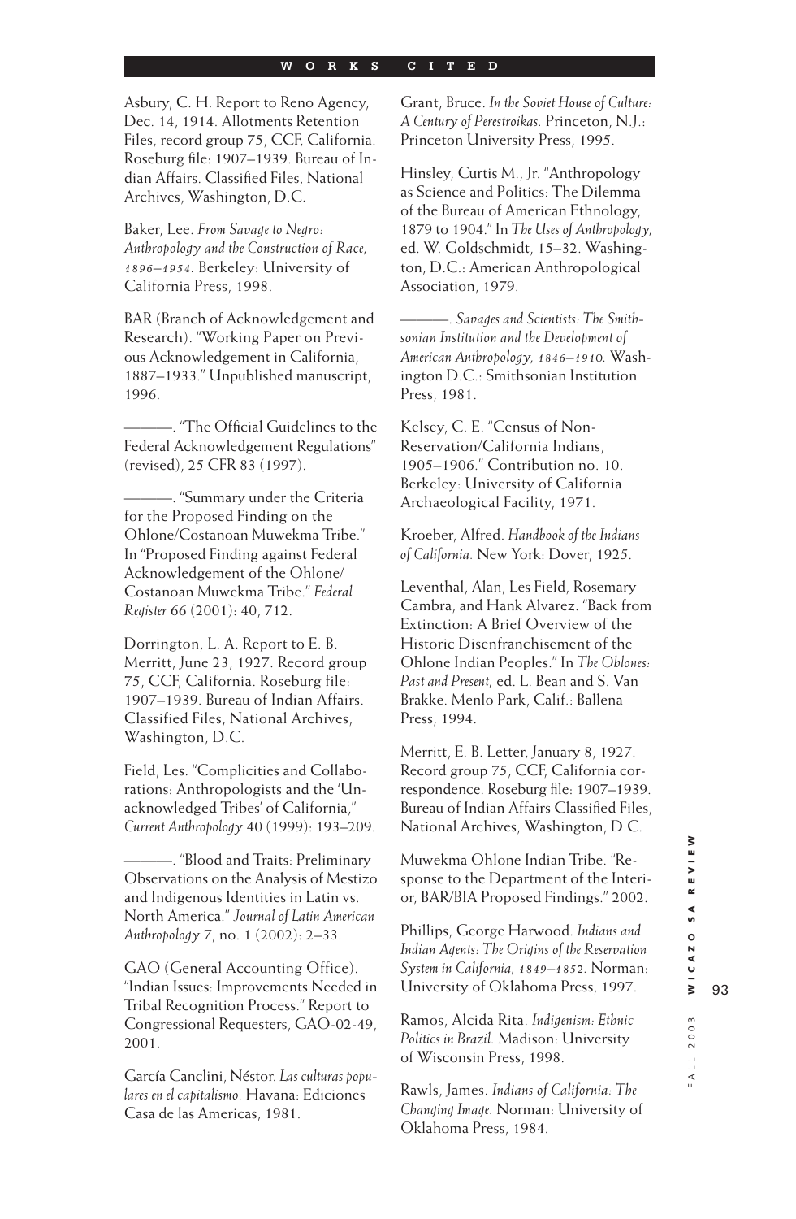## WORKS CITED

Asbury, C. H. Report to Reno Agency, Dec. 14, 1914. Allotments Retention Files, record group 75, CCF, California. Roseburg file: 1907–1939. Bureau of Indian Affairs. Classified Files, National Archives, Washington, D.C.

Baker, Lee. *From Savage to Negro: Anthropology and the Construction of Race, 1896–1954.* Berkeley: University of California Press, 1998.

BAR (Branch of Acknowledgement and Research). "Working Paper on Previous Acknowledgement in California, 1887–1933." Unpublished manuscript, 1996.

———. "The Official Guidelines to the Federal Acknowledgement Regulations" (revised), 25 CFR 83 (1997).

———. "Summary under the Criteria for the Proposed Finding on the Ohlone/Costanoan Muwekma Tribe." In "Proposed Finding against Federal Acknowledgement of the Ohlone/Costanoan Muwekma Tribe." *Federal Register* 66 (2001): 40, 712.

Dorrington, L. A. Report to E. B. Merritt, June 23, 1927. Record group 75, CCF, California. Roseburg file: 1907–1939. Bureau of Indian Affairs. Classified Files, National Archives, Washington, D.C.

Field, Les. "Complicities and Collaborations: Anthropologists and the 'Unacknowledged Tribes' of California," *Current Anthropology* 40 (1999): 193–209.

———. "Blood and Traits: Preliminary Observations on the Analysis of Mestizo and Indigenous Identities in Latin vs. North America." *Journal of Latin American Anthropology* 7, no. 1 (2002): 2–33.

GAO (General Accounting Office). "Indian Issues: Improvements Needed in Tribal Recognition Process." Report to Congressional Requesters, GAO-02-49, 2001.

García Canclini, Néstor. *Las culturas populares en el capitalismo.* Havana: Ediciones Casa de las Americas, 1981.

Grant, Bruce. *In the Soviet House of Culture: A Century of Perestroikas.* Princeton, N.J.: Princeton University Press, 1995.

Hinsley, Curtis M., Jr. "Anthropology as Science and Politics: The Dilemma of the Bureau of American Ethnology, 1879 to 1904." In *The Uses of Anthropology,* ed. W. Goldschmidt, 15–32. Washington, D.C.: American Anthropological Association, 1979.

———. *Savages and Scientists: The Smithsonian Institution and the Development of American Anthropology, 1846–1910.* Washington D.C.: Smithsonian Institution Press, 1981.

Kelsey, C. E. "Census of Non-Reservation/California Indians, 1905–1906." Contribution no. 10. Berkeley: University of California Archaeological Facility, 1971.

Kroeber, Alfred. *Handbook of the Indians of California.* New York: Dover, 1925.

Leventhal, Alan, Les Field, Rosemary Cambra, and Hank Alvarez. "Back from Extinction: A Brief Overview of the Historic Disenfranchisement of the Ohlone Indian Peoples." In *The Oblones: Past and Present,* ed. L. Bean and S. Van Brakke. Menlo Park, Calif.: Ballena Press, 1994.

Merritt, E. B. Letter, January 8, 1927. Record group 75, CCF, California correspondence. Roseburg file: 1907–1939. Bureau of Indian Affairs Classified Files, National Archives, Washington, D.C.

Muwekma Ohlone Indian Tribe. "Response to the Department of the Interior, BAR/BIA Proposed Findings." 2002.

Phillips, George Harwood. *Indians and Indian Agents: The Origins of the Reservation System in California, 1849–1852.* Norman: University of Oklahoma Press, 1997.

Ramos, Alcida Rita. *Indigenism: Ethnic Politics in Brazil.* Madison: University of Wisconsin Press, 1998.

Rawls, James. *Indians of California: The Changing Image.* Norman: University of Oklahoma Press, 1984.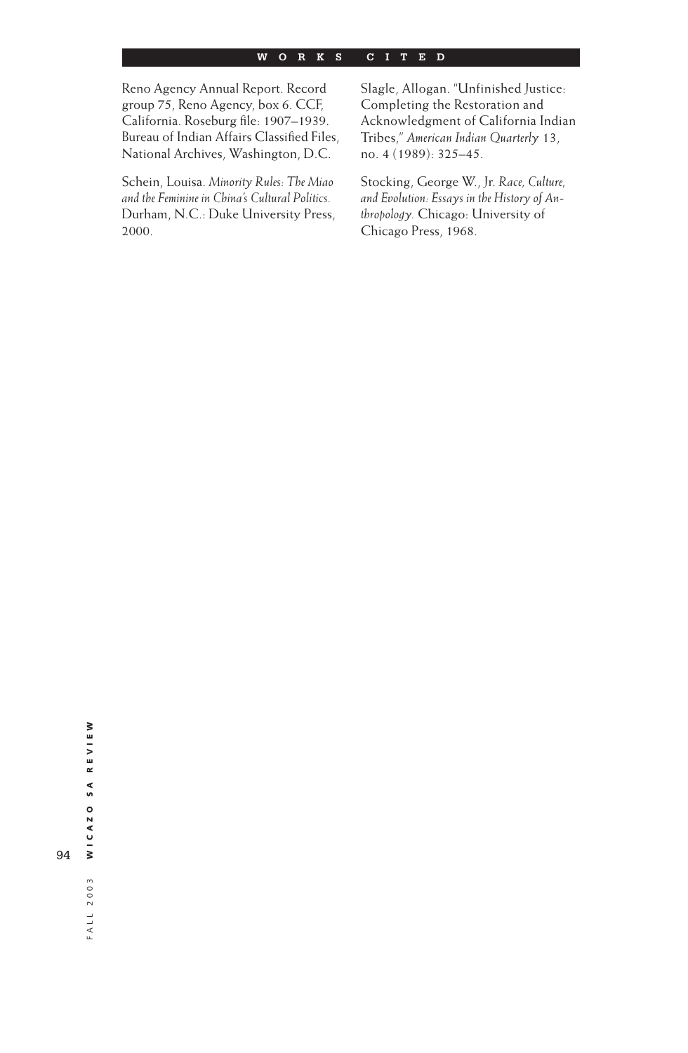Reno Agency Annual Report. Record group 75, Reno Agency, box 6. CCF, California. Roseburg file: 1907–1939. Bureau of Indian Affairs Classified Files, National Archives, Washington, D.C.

Schein, Louisa. *Minority Rules: The Miao and the Feminine in China's Cultural Politics.* Durham, N.C.: Duke University Press, 2000.

Slagle, Allogan. "Unfinished Justice: Completing the Restoration and Acknowledgment of California Indian Tribes," *American Indian Quarterly* 13, no. 4 (1989): 325–45.

Stocking, George W., Jr. *Race, Culture, and Evolution: Essays in the History of Anthropology.* Chicago: University of Chicago Press, 1968.